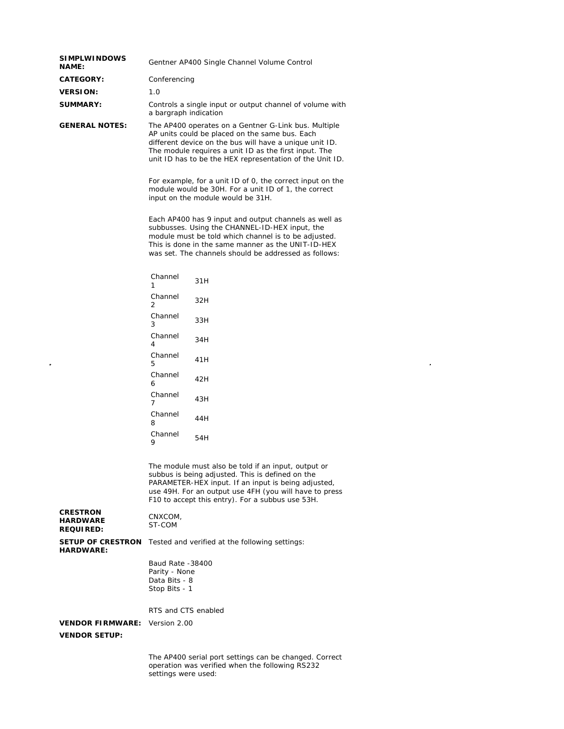**SIMPLWINDOWS NAME:** Gentner AP400 Single Channel Volume Control

**CATEGORY:** Conferencing

**VERSION:** 1.0

**SUMMARY:** Controls a single input or output channel of volume with a bargraph indication

**GENERAL NOTES:** The AP400 operates on a Gentner G-Link bus. Multiple AP units could be placed on the same bus. Each different device on the bus will have a unique unit ID. The module requires a unit ID as the first input. The unit ID has to be the HEX representation of the Unit ID.

For example, for a unit ID of 0, the correct input on the module would be 30H. For a unit ID of 1, the correct input on the module would be 31H.

Each AP400 has 9 input and output channels as well as subbusses. Using the CHANNEL-ID-HEX input, the module must be told which channel is to be adjusted. This is done in the same manner as the UNIT-ID-HEX was set. The channels should be addressed as follows:

| Channel | Hex |
|---|---|
| Channel 1 | 31H |
| Channel 2 | 32H |
| Channel 3 | 33H |
| Channel 4 | 34H |
| Channel 5 | 41H |
| Channel 6 | 42H |
| Channel 7 | 43H |
| Channel 8 | 44H |
| Channel 9 | 54H |

The module must also be told if an input, output or subbus is being adjusted. This is defined on the PARAMETER-HEX input. If an input is being adjusted, use 49H. For an output use 4FH (you will have to press F10 to accept this entry). For a subbus use 53H.

**CRESTRON HARDWARE REQUIRED:** CNXCOM, ST-COM

**SETUP OF CRESTRON HARDWARE:** Tested and verified at the following settings:

Baud Rate -38400
Parity - None
Data Bits - 8
Stop Bits - 1

RTS and CTS enabled

**VENDOR FIRMWARE:** Version 2.00

**VENDOR SETUP:**

The AP400 serial port settings can be changed. Correct operation was verified when the following RS232 settings were used: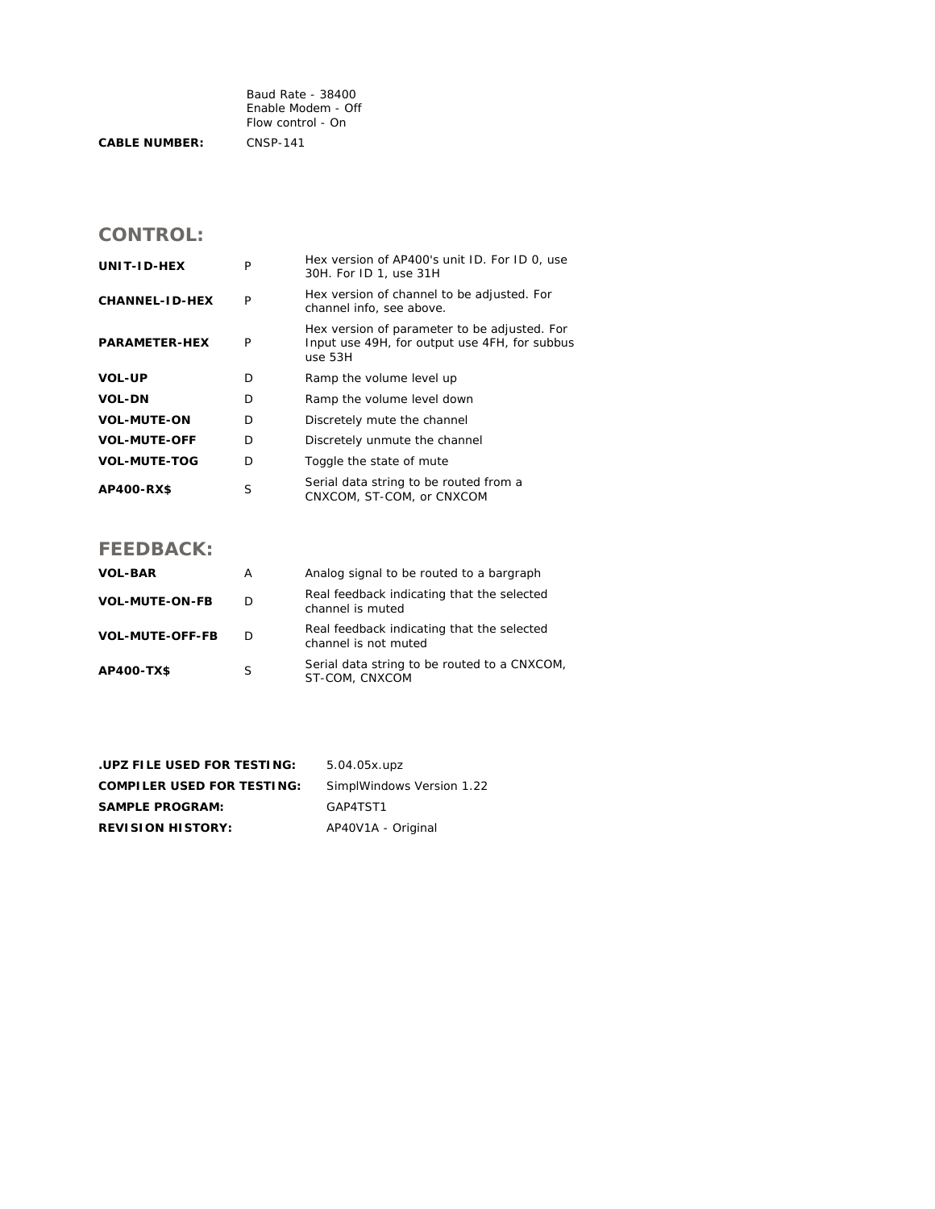| | |
|---|---|
| | Baud Rate - 38400<br>Enable Modem - Off<br>Flow control - On |
| **CABLE NUMBER:** | CNSP-141 |

## CONTROL:

| | | |
|---|---|---|
| **UNIT-ID-HEX** | P | Hex version of AP400's unit ID. For ID 0, use 30H. For ID 1, use 31H |
| **CHANNEL-ID-HEX** | P | Hex version of channel to be adjusted. For channel info, see above. |
| **PARAMETER-HEX** | P | Hex version of parameter to be adjusted. For Input use 49H, for output use 4FH, for subbus use 53H |
| **VOL-UP** | D | Ramp the volume level up |
| **VOL-DN** | D | Ramp the volume level down |
| **VOL-MUTE-ON** | D | Discretely mute the channel |
| **VOL-MUTE-OFF** | D | Discretely unmute the channel |
| **VOL-MUTE-TOG** | D | Toggle the state of mute |
| **AP400-RX$** | S | Serial data string to be routed from a CNXCOM, ST-COM, or CNXCOM |

## FEEDBACK:

| | | |
|---|---|---|
| **VOL-BAR** | A | Analog signal to be routed to a bargraph |
| **VOL-MUTE-ON-FB** | D | Real feedback indicating that the selected channel is muted |
| **VOL-MUTE-OFF-FB** | D | Real feedback indicating that the selected channel is not muted |
| **AP400-TX$** | S | Serial data string to be routed to a CNXCOM, ST-COM, CNXCOM |

| | |
|---|---|
| **.UPZ FILE USED FOR TESTING:** | 5.04.05x.upz |
| **COMPILER USED FOR TESTING:** | SimplWindows Version 1.22 |
| **SAMPLE PROGRAM:** | GAP4TST1 |
| **REVISION HISTORY:** | AP40V1A - Original |